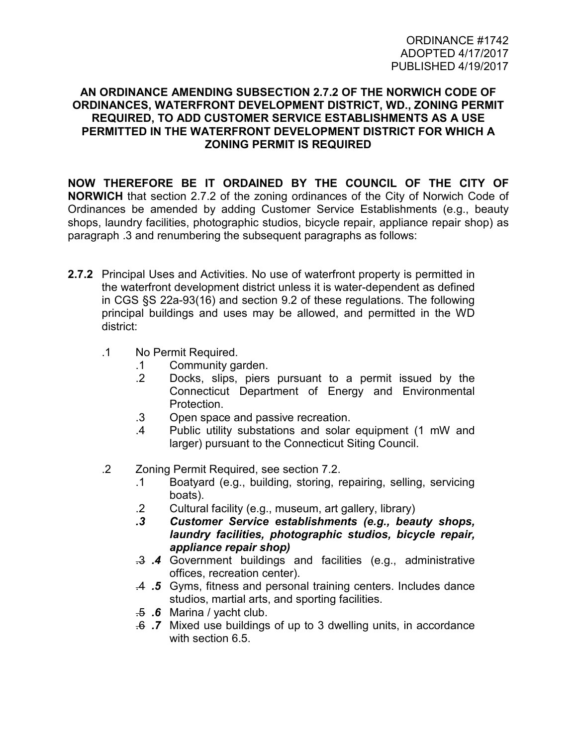ORDINANCE #1742
ADOPTED 4/17/2017
PUBLISHED 4/19/2017

**AN ORDINANCE AMENDING SUBSECTION 2.7.2 OF THE NORWICH CODE OF ORDINANCES, WATERFRONT DEVELOPMENT DISTRICT, WD., ZONING PERMIT REQUIRED, TO ADD CUSTOMER SERVICE ESTABLISHMENTS AS A USE PERMITTED IN THE WATERFRONT DEVELOPMENT DISTRICT FOR WHICH A ZONING PERMIT IS REQUIRED**

**NOW THEREFORE BE IT ORDAINED BY THE COUNCIL OF THE CITY OF NORWICH** that section 2.7.2 of the zoning ordinances of the City of Norwich Code of Ordinances be amended by adding Customer Service Establishments (e.g., beauty shops, laundry facilities, photographic studios, bicycle repair, appliance repair shop) as paragraph .3 and renumbering the subsequent paragraphs as follows:

**2.7.2** Principal Uses and Activities. No use of waterfront property is permitted in the waterfront development district unless it is water-dependent as defined in CGS §S 22a-93(16) and section 9.2 of these regulations. The following principal buildings and uses may be allowed, and permitted in the WD district:

- .1 No Permit Required.
  - .1 Community garden.
  - .2 Docks, slips, piers pursuant to a permit issued by the Connecticut Department of Energy and Environmental Protection.
  - .3 Open space and passive recreation.
  - .4 Public utility substations and solar equipment (1 mW and larger) pursuant to the Connecticut Siting Council.
- .2 Zoning Permit Required, see section 7.2.
  - .1 Boatyard (e.g., building, storing, repairing, selling, servicing boats).
  - .2 Cultural facility (e.g., museum, art gallery, library)
  - ***.3 Customer Service establishments (e.g., beauty shops, laundry facilities, photographic studios, bicycle repair, appliance repair shop)***
  - ~~.3~~ ***.4*** Government buildings and facilities (e.g., administrative offices, recreation center).
  - ~~.4~~ ***.5*** Gyms, fitness and personal training centers. Includes dance studios, martial arts, and sporting facilities.
  - ~~.5~~ ***.6*** Marina / yacht club.
  - ~~.6~~ ***.7*** Mixed use buildings of up to 3 dwelling units, in accordance with section 6.5.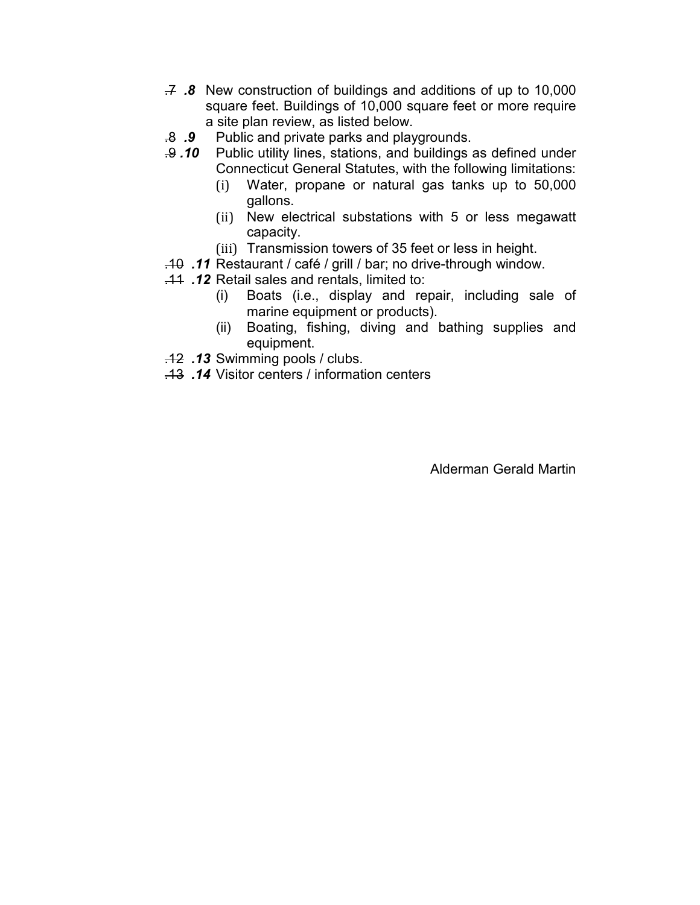~~.7~~ ***.8*** New construction of buildings and additions of up to 10,000 square feet. Buildings of 10,000 square feet or more require a site plan review, as listed below.

~~.8~~ ***.9*** Public and private parks and playgrounds.

~~.9~~ ***.10*** Public utility lines, stations, and buildings as defined under Connecticut General Statutes, with the following limitations:

- (i) Water, propane or natural gas tanks up to 50,000 gallons.
- (ii) New electrical substations with 5 or less megawatt capacity.
- (iii) Transmission towers of 35 feet or less in height.

~~.10~~ ***.11*** Restaurant / café / grill / bar; no drive-through window.

~~.11~~ ***.12*** Retail sales and rentals, limited to:

- (i) Boats (i.e., display and repair, including sale of marine equipment or products).
- (ii) Boating, fishing, diving and bathing supplies and equipment.

~~.12~~ ***.13*** Swimming pools / clubs.

~~.13~~ ***.14*** Visitor centers / information centers

Alderman Gerald Martin